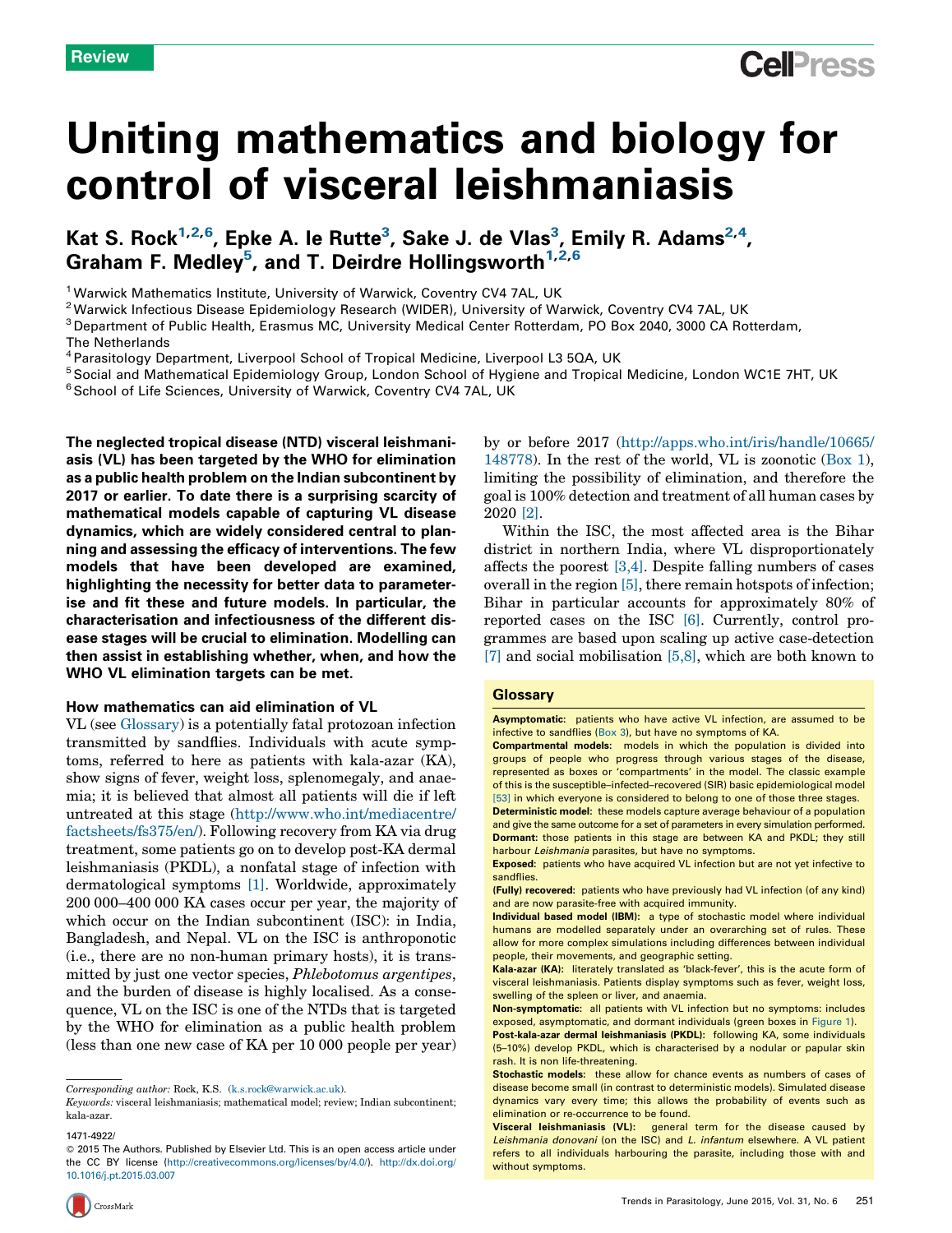Review

# Uniting mathematics and biology for control of visceral leishmaniasis

Kat S. Rock[1,2,6], Epke A. le Rutte[3], Sake J. de Vlas[3], Emily R. Adams[2,4], Graham F. Medley[5], and T. Deirdre Hollingsworth[1,2,6]

[1] Warwick Mathematics Institute, University of Warwick, Coventry CV4 7AL, UK
[2] Warwick Infectious Disease Epidemiology Research (WIDER), University of Warwick, Coventry CV4 7AL, UK
[3] Department of Public Health, Erasmus MC, University Medical Center Rotterdam, PO Box 2040, 3000 CA Rotterdam, The Netherlands
[4] Parasitology Department, Liverpool School of Tropical Medicine, Liverpool L3 5QA, UK
[5] Social and Mathematical Epidemiology Group, London School of Hygiene and Tropical Medicine, London WC1E 7HT, UK
[6] School of Life Sciences, University of Warwick, Coventry CV4 7AL, UK

**The neglected tropical disease (NTD) visceral leishmaniasis (VL) has been targeted by the WHO for elimination as a public health problem on the Indian subcontinent by 2017 or earlier. To date there is a surprising scarcity of mathematical models capable of capturing VL disease dynamics, which are widely considered central to planning and assessing the efficacy of interventions. The few models that have been developed are examined, highlighting the necessity for better data to parameterise and fit these and future models. In particular, the characterisation and infectiousness of the different disease stages will be crucial to elimination. Modelling can then assist in establishing whether, when, and how the WHO VL elimination targets can be met.**

## How mathematics can aid elimination of VL

VL (see Glossary) is a potentially fatal protozoan infection transmitted by sandflies. Individuals with acute symptoms, referred to here as patients with kala-azar (KA), show signs of fever, weight loss, splenomegaly, and anaemia; it is believed that almost all patients will die if left untreated at this stage (http://www.who.int/mediacentre/factsheets/fs375/en/). Following recovery from KA via drug treatment, some patients go on to develop post-KA dermal leishmaniasis (PKDL), a nonfatal stage of infection with dermatological symptoms [1]. Worldwide, approximately 200 000–400 000 KA cases occur per year, the majority of which occur on the Indian subcontinent (ISC): in India, Bangladesh, and Nepal. VL on the ISC is anthroponotic (i.e., there are no non-human primary hosts), it is transmitted by just one vector species, *Phlebotomus argentipes*, and the burden of disease is highly localised. As a consequence, VL on the ISC is one of the NTDs that is targeted by the WHO for elimination as a public health problem (less than one new case of KA per 10 000 people per year) by or before 2017 (http://apps.who.int/iris/handle/10665/148778). In the rest of the world, VL is zoonotic (Box 1), limiting the possibility of elimination, and therefore the goal is 100% detection and treatment of all human cases by 2020 [2].

Within the ISC, the most affected area is the Bihar district in northern India, where VL disproportionately affects the poorest [3,4]. Despite falling numbers of cases overall in the region [5], there remain hotspots of infection; Bihar in particular accounts for approximately 80% of reported cases on the ISC [6]. Currently, control programmes are based upon scaling up active case-detection [7] and social mobilisation [5,8], which are both known to

## Glossary

**Asymptomatic:** patients who have active VL infection, are assumed to be infective to sandflies (Box 3), but have no symptoms of KA.
**Compartmental models:** models in which the population is divided into groups of people who progress through various stages of the disease, represented as boxes or 'compartments' in the model. The classic example of this is the susceptible–infected–recovered (SIR) basic epidemiological model [53] in which everyone is considered to belong to one of those three stages.
**Deterministic model:** these models capture average behaviour of a population and give the same outcome for a set of parameters in every simulation performed.
**Dormant:** those patients in this stage are between KA and PKDL; they still harbour *Leishmania* parasites, but have no symptoms.
**Exposed:** patients who have acquired VL infection but are not yet infective to sandflies.
**(Fully) recovered:** patients who have previously had VL infection (of any kind) and are now parasite-free with acquired immunity.
**Individual based model (IBM):** a type of stochastic model where individual humans are modelled separately under an overarching set of rules. These allow for more complex simulations including differences between individual people, their movements, and geographic setting.
**Kala-azar (KA):** literately translated as 'black-fever', this is the acute form of visceral leishmaniasis. Patients display symptoms such as fever, weight loss, swelling of the spleen or liver, and anaemia.
**Non-symptomatic:** all patients with VL infection but no symptoms: includes exposed, asymptomatic, and dormant individuals (green boxes in Figure 1).
**Post-kala-azar dermal leishmaniasis (PKDL):** following KA, some individuals (5–10%) develop PKDL, which is characterised by a nodular or papular skin rash. It is non life-threatening.
**Stochastic models:** these allow for chance events as numbers of cases of disease become small (in contrast to deterministic models). Simulated disease dynamics vary every time; this allows the probability of events such as elimination or re-occurrence to be found.
**Visceral leishmaniasis (VL):** general term for the disease caused by *Leishmania donovani* (on the ISC) and *L. infantum* elsewhere. A VL patient refers to all individuals harbouring the parasite, including those with and without symptoms.

Corresponding author: Rock, K.S. (k.s.rock@warwick.ac.uk).
*Keywords:* visceral leishmaniasis; mathematical model; review; Indian subcontinent; kala-azar.

1471-4922/
© 2015 The Authors. Published by Elsevier Ltd. This is an open access article under the CC BY license (http://creativecommons.org/licenses/by/4.0/). http://dx.doi.org/10.1016/j.pt.2015.03.007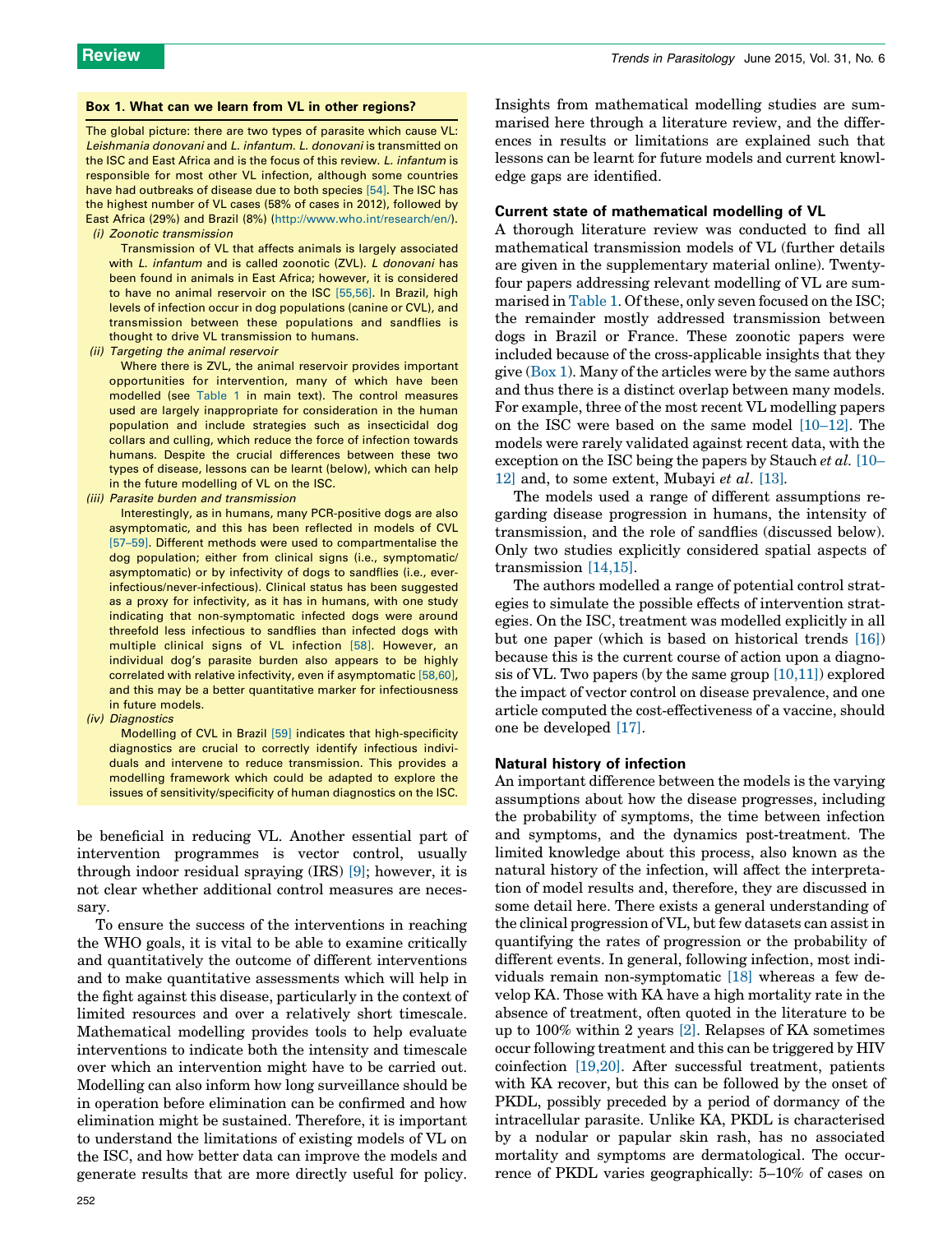**Box 1. What can we learn from VL in other regions?**

The global picture: there are two types of parasite which cause VL: *Leishmania donovani* and *L. infantum*. *L. donovani* is transmitted on the ISC and East Africa and is the focus of this review. *L. infantum* is responsible for most other VL infection, although some countries have had outbreaks of disease due to both species [54]. The ISC has the highest number of VL cases (58% of cases in 2012), followed by East Africa (29%) and Brazil (8%) (http://www.who.int/research/en/).

*(i) Zoonotic transmission*

Transmission of VL that affects animals is largely associated with *L. infantum* and is called zoonotic (ZVL). *L donovani* has been found in animals in East Africa; however, it is considered to have no animal reservoir on the ISC [55,56]. In Brazil, high levels of infection occur in dog populations (canine or CVL), and transmission between these populations and sandflies is thought to drive VL transmission to humans.

*(ii) Targeting the animal reservoir*

Where there is ZVL, the animal reservoir provides important opportunities for intervention, many of which have been modelled (see Table 1 in main text). The control measures used are largely inappropriate for consideration in the human population and include strategies such as insecticidal dog collars and culling, which reduce the force of infection towards humans. Despite the crucial differences between these two types of disease, lessons can be learnt (below), which can help in the future modelling of VL on the ISC.

*(iii) Parasite burden and transmission*

Interestingly, as in humans, many PCR-positive dogs are also asymptomatic, and this has been reflected in models of CVL [57–59]. Different methods were used to compartmentalise the dog population; either from clinical signs (i.e., symptomatic/asymptomatic) or by infectivity of dogs to sandflies (i.e., ever-infectious/never-infectious). Clinical status has been suggested as a proxy for infectivity, as it has in humans, with one study indicating that non-symptomatic infected dogs were around threefold less infectious to sandflies than infected dogs with multiple clinical signs of VL infection [58]. However, an individual dog's parasite burden also appears to be highly correlated with relative infectivity, even if asymptomatic [58,60], and this may be a better quantitative marker for infectiousness in future models.

*(iv) Diagnostics*

Modelling of CVL in Brazil [59] indicates that high-specificity diagnostics are crucial to correctly identify infectious individuals and intervene to reduce transmission. This provides a modelling framework which could be adapted to explore the issues of sensitivity/specificity of human diagnostics on the ISC.

be beneficial in reducing VL. Another essential part of intervention programmes is vector control, usually through indoor residual spraying (IRS) [9]; however, it is not clear whether additional control measures are necessary.

To ensure the success of the interventions in reaching the WHO goals, it is vital to be able to examine critically and quantitatively the outcome of different interventions and to make quantitative assessments which will help in the fight against this disease, particularly in the context of limited resources and over a relatively short timescale. Mathematical modelling provides tools to help evaluate interventions to indicate both the intensity and timescale over which an intervention might have to be carried out. Modelling can also inform how long surveillance should be in operation before elimination can be confirmed and how elimination might be sustained. Therefore, it is important to understand the limitations of existing models of VL on the ISC, and how better data can improve the models and generate results that are more directly useful for policy. Insights from mathematical modelling studies are summarised here through a literature review, and the differences in results or limitations are explained such that lessons can be learnt for future models and current knowledge gaps are identified.

## Current state of mathematical modelling of VL

A thorough literature review was conducted to find all mathematical transmission models of VL (further details are given in the supplementary material online). Twenty-four papers addressing relevant modelling of VL are summarised in Table 1. Of these, only seven focused on the ISC; the remainder mostly addressed transmission between dogs in Brazil or France. These zoonotic papers were included because of the cross-applicable insights that they give (Box 1). Many of the articles were by the same authors and thus there is a distinct overlap between many models. For example, three of the most recent VL modelling papers on the ISC were based on the same model [10–12]. The models were rarely validated against recent data, with the exception on the ISC being the papers by Stauch *et al.* [10–12] and, to some extent, Mubayi *et al.* [13].

The models used a range of different assumptions regarding disease progression in humans, the intensity of transmission, and the role of sandflies (discussed below). Only two studies explicitly considered spatial aspects of transmission [14,15].

The authors modelled a range of potential control strategies to simulate the possible effects of intervention strategies. On the ISC, treatment was modelled explicitly in all but one paper (which is based on historical trends [16]) because this is the current course of action upon a diagnosis of VL. Two papers (by the same group [10,11]) explored the impact of vector control on disease prevalence, and one article computed the cost-effectiveness of a vaccine, should one be developed [17].

## Natural history of infection

An important difference between the models is the varying assumptions about how the disease progresses, including the probability of symptoms, the time between infection and symptoms, and the dynamics post-treatment. The limited knowledge about this process, also known as the natural history of the infection, will affect the interpretation of model results and, therefore, they are discussed in some detail here. There exists a general understanding of the clinical progression of VL, but few datasets can assist in quantifying the rates of progression or the probability of different events. In general, following infection, most individuals remain non-symptomatic [18] whereas a few develop KA. Those with KA have a high mortality rate in the absence of treatment, often quoted in the literature to be up to 100% within 2 years [2]. Relapses of KA sometimes occur following treatment and this can be triggered by HIV coinfection [19,20]. After successful treatment, patients with KA recover, but this can be followed by the onset of PKDL, possibly preceded by a period of dormancy of the intracellular parasite. Unlike KA, PKDL is characterised by a nodular or papular skin rash, has no associated mortality and symptoms are dermatological. The occurrence of PKDL varies geographically: 5–10% of cases on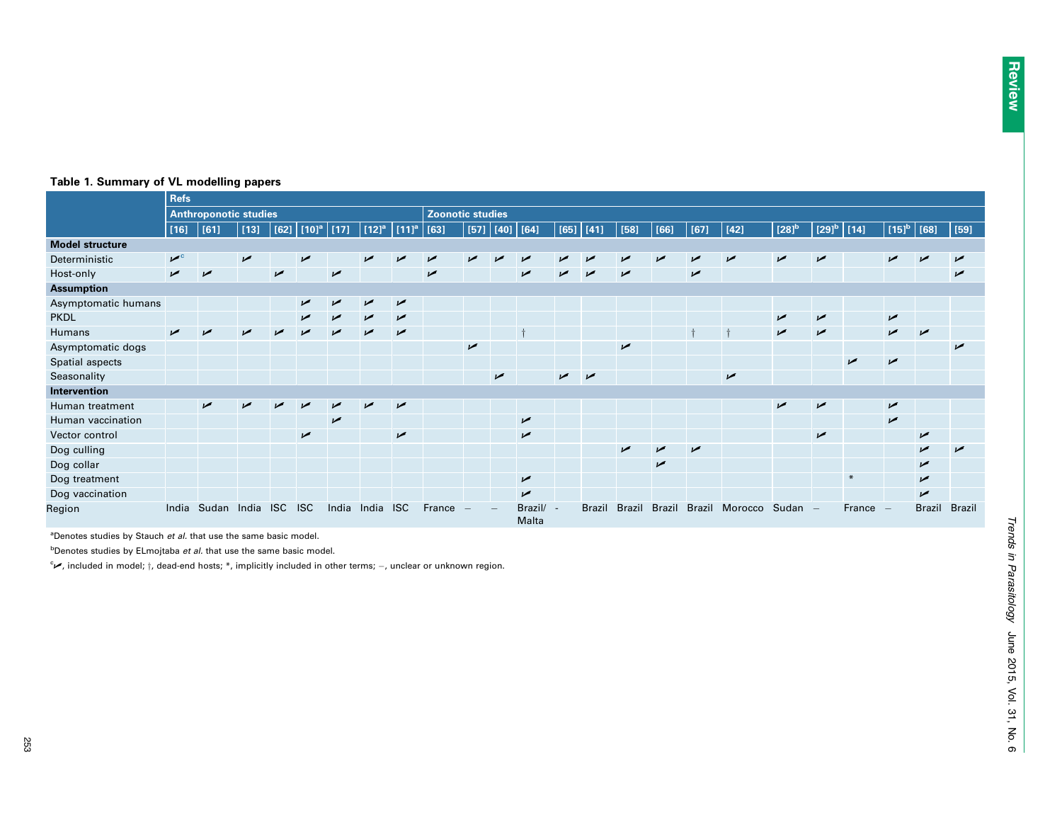**Table 1. Summary of VL modelling papers**

| | Refs | | | | | | | | | | | | | | | | | | | | | | | |
|---|---|---|---|---|---|---|---|---|---|---|---|---|---|---|---|---|---|---|---|---|---|---|---|---|
| | Anthroponotic studies | | | | | | | | Zoonotic studies | | | | | | | | | | | | | | | |
| | [16] | [61] | [13] | [62] | [10][a] | [17] | [12][a] | [11][a] | [63] | [57] | [40] | [64] | [65] | [41] | [58] | [66] | [67] | [42] | [28][b] | [29][b] | [14] | [15][b] | [68] | [59] |
| **Model structure** | | | | | | | | | | | | | | | | | | | | | | | | |
| Deterministic | ✓[c] | | ✓ | | ✓ | | ✓ | ✓ | ✓ | ✓ | ✓ | ✓ | ✓ | ✓ | ✓ | ✓ | ✓ | ✓ | ✓ | ✓ | | ✓ | ✓ | ✓ |
| Host-only | ✓ | ✓ | | ✓ | | ✓ | | | ✓ | | | ✓ | ✓ | ✓ | ✓ | | ✓ | | | | | | | ✓ |
| **Assumption** | | | | | | | | | | | | | | | | | | | | | | | | |
| Asymptomatic humans | | | | | ✓ | ✓ | ✓ | ✓ | | | | | | | | | | | | | | | | |
| PKDL | | | | | ✓ | ✓ | ✓ | ✓ | | | | | | | | | | | ✓ | ✓ | | ✓ | | |
| Humans | ✓ | ✓ | ✓ | ✓ | ✓ | ✓ | ✓ | ✓ | | | | † | | | | | † | † | ✓ | ✓ | | ✓ | ✓ | |
| Asymptomatic dogs | | | | | | | | | | ✓ | | | | | ✓ | | | | | | | | | ✓ |
| Spatial aspects | | | | | | | | | | | | | | | | | | | | | ✓ | ✓ | | |
| Seasonality | | | | | | | | | | | ✓ | | ✓ | ✓ | | | | ✓ | | | | | | |
| **Intervention** | | | | | | | | | | | | | | | | | | | | | | | | |
| Human treatment | | ✓ | ✓ | ✓ | ✓ | ✓ | ✓ | ✓ | | | | | | | | | | | ✓ | ✓ | | ✓ | | |
| Human vaccination | | | | | | ✓ | | | | | | ✓ | | | | | | | | | | ✓ | | |
| Vector control | | | | | ✓ | | | ✓ | | | | ✓ | | | | | | | | ✓ | | | ✓ | |
| Dog culling | | | | | | | | | | | | | | | ✓ | ✓ | ✓ | | | | | | ✓ | ✓ |
| Dog collar | | | | | | | | | | | | | | | | ✓ | | | | | | | ✓ | |
| Dog treatment | | | | | | | | | | | | ✓ | | | | | | | | | * | | ✓ | |
| Dog vaccination | | | | | | | | | | | | ✓ | | | | | | | | | | | ✓ | |
| Region | India | Sudan | India | ISC | ISC | India | India | ISC | France | – | – | Brazil/ Malta | - | Brazil | Brazil | Brazil | Brazil | Morocco | Sudan | – | France | – | Brazil | Brazil |

[a]Denotes studies by Stauch *et al.* that use the same basic model.

[b]Denotes studies by ELmojtaba *et al.* that use the same basic model.

[c]✓, included in model; †, dead-end hosts; *, implicitly included in other terms; –, unclear or unknown region.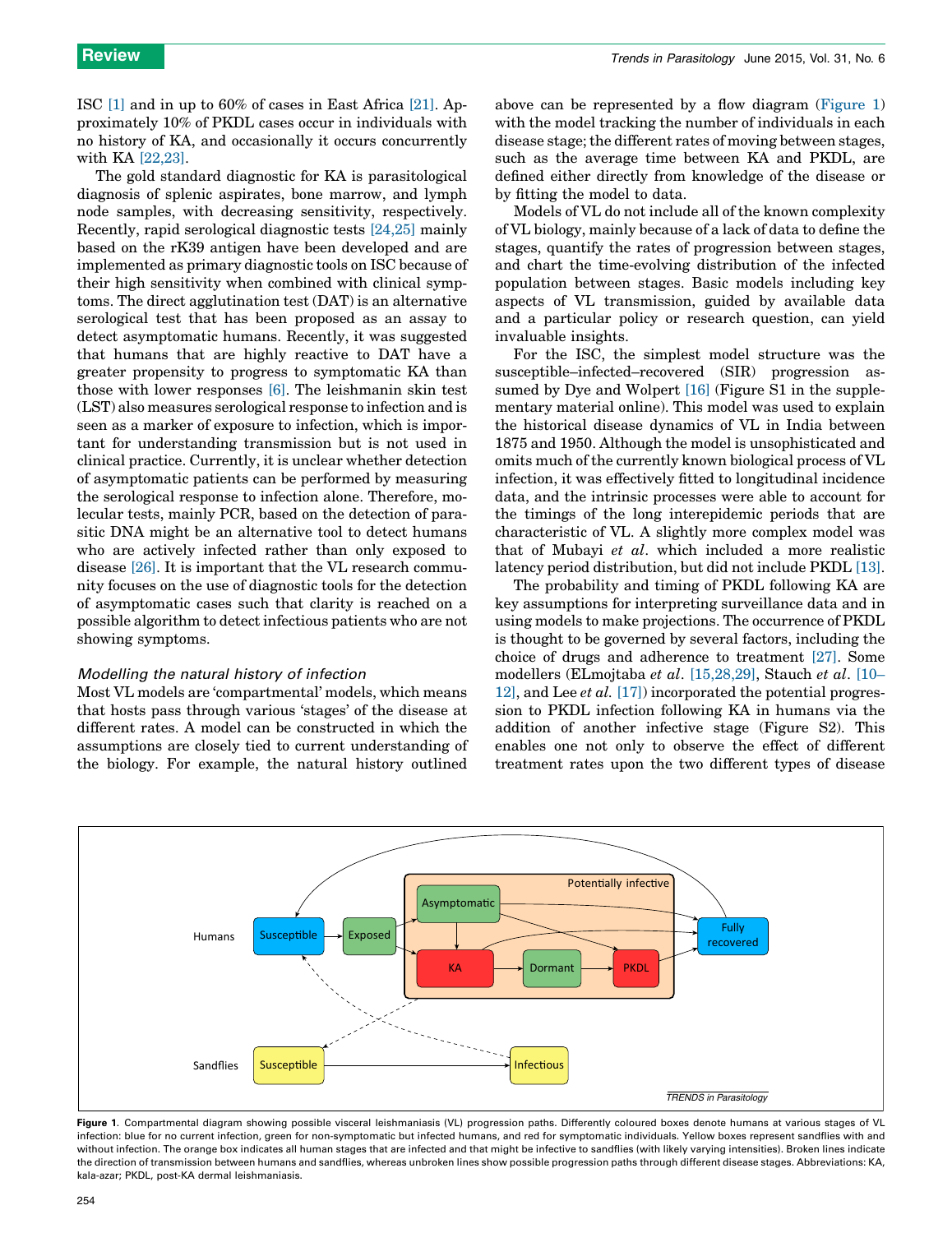ISC [1] and in up to 60% of cases in East Africa [21]. Approximately 10% of PKDL cases occur in individuals with no history of KA, and occasionally it occurs concurrently with KA [22,23].

The gold standard diagnostic for KA is parasitological diagnosis of splenic aspirates, bone marrow, and lymph node samples, with decreasing sensitivity, respectively. Recently, rapid serological diagnostic tests [24,25] mainly based on the rK39 antigen have been developed and are implemented as primary diagnostic tools on ISC because of their high sensitivity when combined with clinical symptoms. The direct agglutination test (DAT) is an alternative serological test that has been proposed as an assay to detect asymptomatic humans. Recently, it was suggested that humans that are highly reactive to DAT have a greater propensity to progress to symptomatic KA than those with lower responses [6]. The leishmanin skin test (LST) also measures serological response to infection and is seen as a marker of exposure to infection, which is important for understanding transmission but is not used in clinical practice. Currently, it is unclear whether detection of asymptomatic patients can be performed by measuring the serological response to infection alone. Therefore, molecular tests, mainly PCR, based on the detection of parasitic DNA might be an alternative tool to detect humans who are actively infected rather than only exposed to disease [26]. It is important that the VL research community focuses on the use of diagnostic tools for the detection of asymptomatic cases such that clarity is reached on a possible algorithm to detect infectious patients who are not showing symptoms.

### *Modelling the natural history of infection*

Most VL models are 'compartmental' models, which means that hosts pass through various 'stages' of the disease at different rates. A model can be constructed in which the assumptions are closely tied to current understanding of the biology. For example, the natural history outlined above can be represented by a flow diagram (Figure 1) with the model tracking the number of individuals in each disease stage; the different rates of moving between stages, such as the average time between KA and PKDL, are defined either directly from knowledge of the disease or by fitting the model to data.

Models of VL do not include all of the known complexity of VL biology, mainly because of a lack of data to define the stages, quantify the rates of progression between stages, and chart the time-evolving distribution of the infected population between stages. Basic models including key aspects of VL transmission, guided by available data and a particular policy or research question, can yield invaluable insights.

For the ISC, the simplest model structure was the susceptible–infected–recovered (SIR) progression assumed by Dye and Wolpert [16] (Figure S1 in the supplementary material online). This model was used to explain the historical disease dynamics of VL in India between 1875 and 1950. Although the model is unsophisticated and omits much of the currently known biological process of VL infection, it was effectively fitted to longitudinal incidence data, and the intrinsic processes were able to account for the timings of the long interepidemic periods that are characteristic of VL. A slightly more complex model was that of Mubayi *et al*. which included a more realistic latency period distribution, but did not include PKDL [13].

The probability and timing of PKDL following KA are key assumptions for interpreting surveillance data and in using models to make projections. The occurrence of PKDL is thought to be governed by several factors, including the choice of drugs and adherence to treatment [27]. Some modellers (ELmojtaba *et al*. [15,28,29], Stauch *et al*. [10–12], and Lee *et al.* [17]) incorporated the potential progression to PKDL infection following KA in humans via the addition of another infective stage (Figure S2). This enables one not only to observe the effect of different treatment rates upon the two different types of disease

Figure 1. Compartmental diagram showing possible visceral leishmaniasis (VL) progression paths. Differently coloured boxes denote humans at various stages of VL infection: blue for no current infection, green for non-symptomatic but infected humans, and red for symptomatic individuals. Yellow boxes represent sandflies with and without infection. The orange box indicates all human stages that are infected and that might be infective to sandflies (with likely varying intensities). Broken lines indicate the direction of transmission between humans and sandflies, whereas unbroken lines show possible progression paths through different disease stages. Abbreviations: KA, kala-azar; PKDL, post-KA dermal leishmaniasis.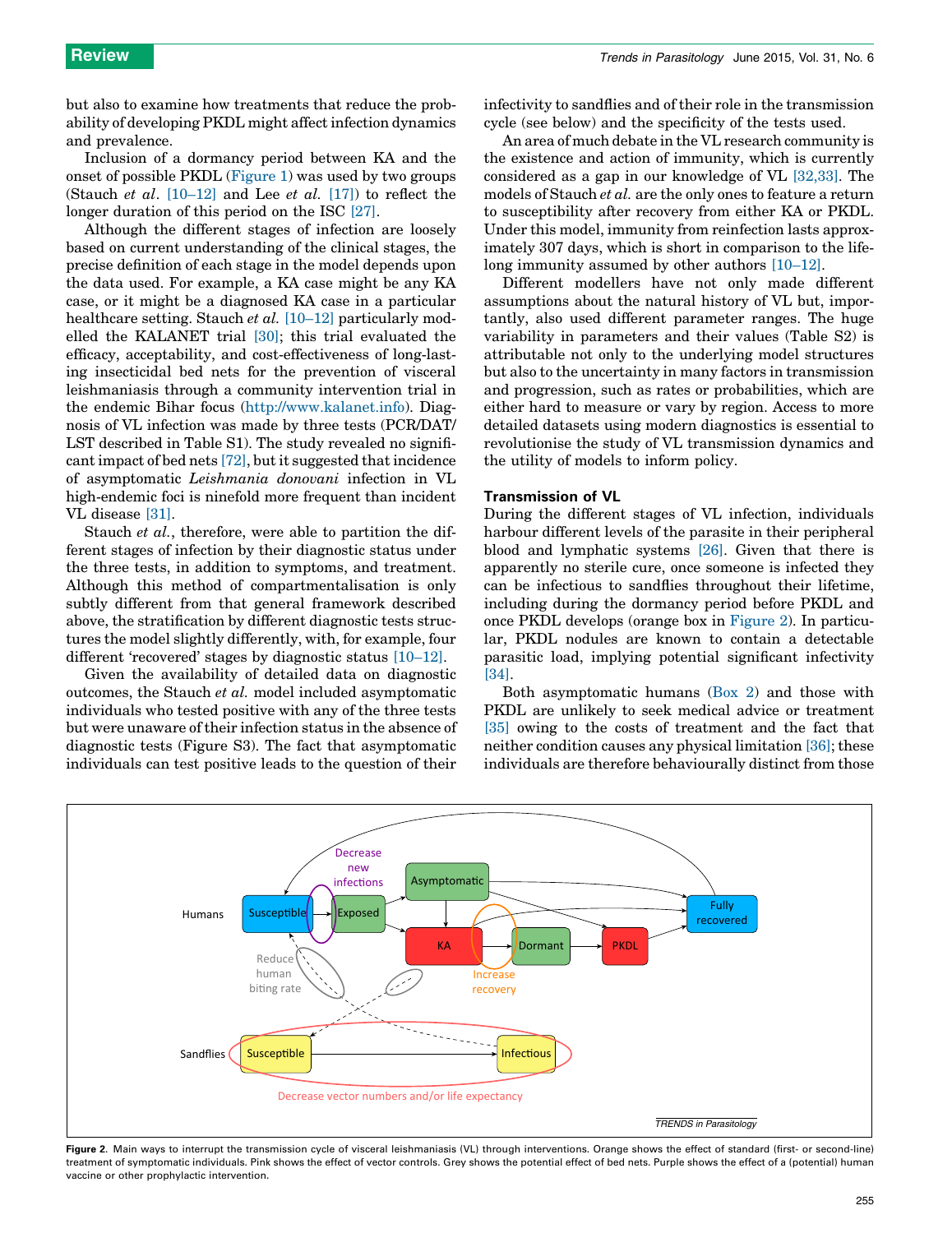but also to examine how treatments that reduce the probability of developing PKDL might affect infection dynamics and prevalence.

Inclusion of a dormancy period between KA and the onset of possible PKDL (Figure 1) was used by two groups (Stauch *et al*. [10–12] and Lee *et al.* [17]) to reflect the longer duration of this period on the ISC [27].

Although the different stages of infection are loosely based on current understanding of the clinical stages, the precise definition of each stage in the model depends upon the data used. For example, a KA case might be any KA case, or it might be a diagnosed KA case in a particular healthcare setting. Stauch *et al.* [10–12] particularly modelled the KALANET trial [30]; this trial evaluated the efficacy, acceptability, and cost-effectiveness of long-lasting insecticidal bed nets for the prevention of visceral leishmaniasis through a community intervention trial in the endemic Bihar focus (http://www.kalanet.info). Diagnosis of VL infection was made by three tests (PCR/DAT/LST described in Table S1). The study revealed no significant impact of bed nets [72], but it suggested that incidence of asymptomatic *Leishmania donovani* infection in VL high-endemic foci is ninefold more frequent than incident VL disease [31].

Stauch *et al.*, therefore, were able to partition the different stages of infection by their diagnostic status under the three tests, in addition to symptoms, and treatment. Although this method of compartmentalisation is only subtly different from that general framework described above, the stratification by different diagnostic tests structures the model slightly differently, with, for example, four different 'recovered' stages by diagnostic status [10–12].

Given the availability of detailed data on diagnostic outcomes, the Stauch *et al.* model included asymptomatic individuals who tested positive with any of the three tests but were unaware of their infection status in the absence of diagnostic tests (Figure S3). The fact that asymptomatic individuals can test positive leads to the question of their infectivity to sandflies and of their role in the transmission cycle (see below) and the specificity of the tests used.

An area of much debate in the VL research community is the existence and action of immunity, which is currently considered as a gap in our knowledge of VL [32,33]. The models of Stauch *et al.* are the only ones to feature a return to susceptibility after recovery from either KA or PKDL. Under this model, immunity from reinfection lasts approximately 307 days, which is short in comparison to the lifelong immunity assumed by other authors [10–12].

Different modellers have not only made different assumptions about the natural history of VL but, importantly, also used different parameter ranges. The huge variability in parameters and their values (Table S2) is attributable not only to the underlying model structures but also to the uncertainty in many factors in transmission and progression, such as rates or probabilities, which are either hard to measure or vary by region. Access to more detailed datasets using modern diagnostics is essential to revolutionise the study of VL transmission dynamics and the utility of models to inform policy.

## Transmission of VL

During the different stages of VL infection, individuals harbour different levels of the parasite in their peripheral blood and lymphatic systems [26]. Given that there is apparently no sterile cure, once someone is infected they can be infectious to sandflies throughout their lifetime, including during the dormancy period before PKDL and once PKDL develops (orange box in Figure 2). In particular, PKDL nodules are known to contain a detectable parasitic load, implying potential significant infectivity [34].

Both asymptomatic humans (Box 2) and those with PKDL are unlikely to seek medical advice or treatment [35] owing to the costs of treatment and the fact that neither condition causes any physical limitation [36]; these individuals are therefore behaviourally distinct from those

**Figure 2.** Main ways to interrupt the transmission cycle of visceral leishmaniasis (VL) through interventions. Orange shows the effect of standard (first- or second-line) treatment of symptomatic individuals. Pink shows the effect of vector controls. Grey shows the potential effect of bed nets. Purple shows the effect of a (potential) human vaccine or other prophylactic intervention.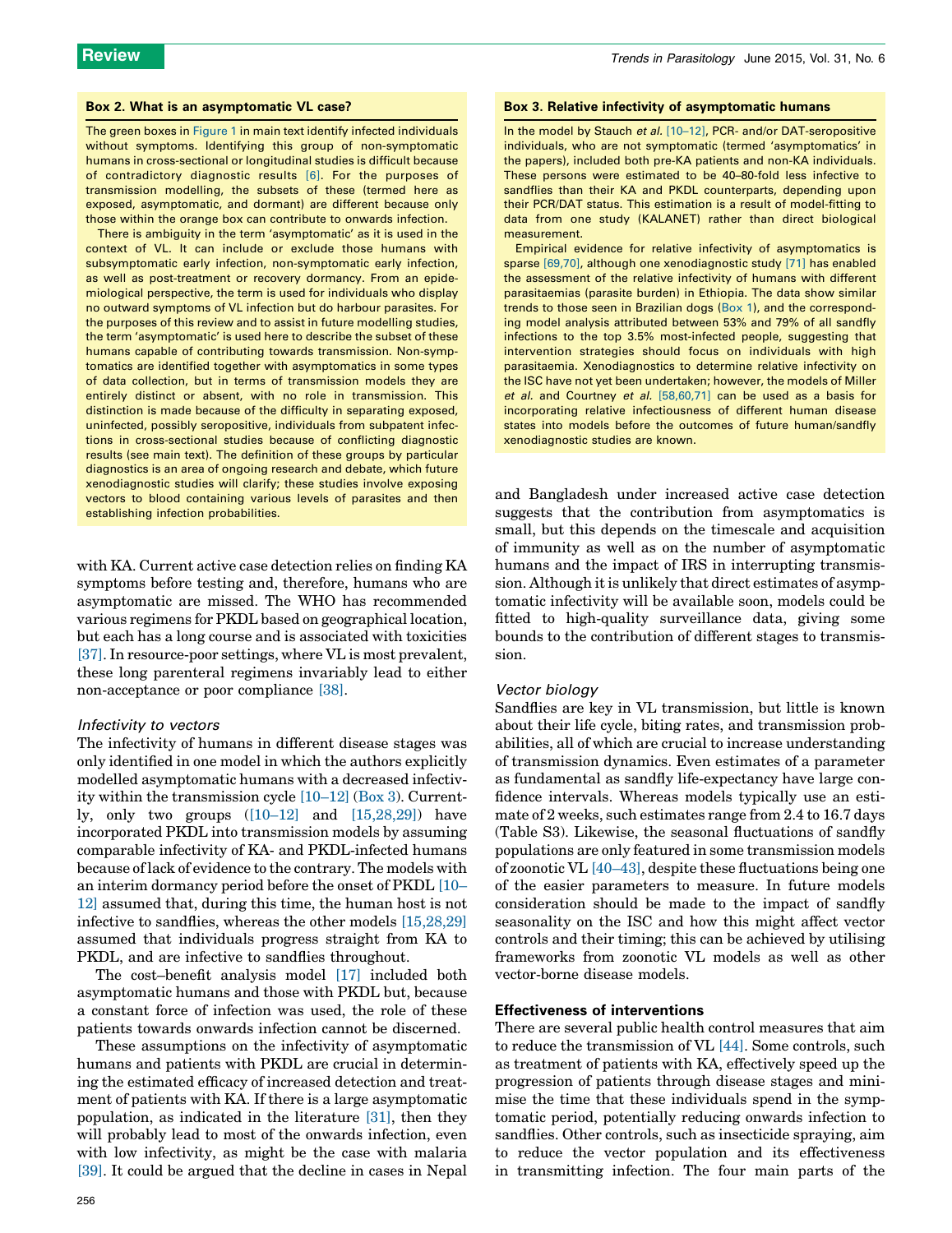**Box 2. What is an asymptomatic VL case?**

The green boxes in Figure 1 in main text identify infected individuals without symptoms. Identifying this group of non-symptomatic humans in cross-sectional or longitudinal studies is difficult because of contradictory diagnostic results [6]. For the purposes of transmission modelling, the subsets of these (termed here as exposed, asymptomatic, and dormant) are different because only those within the orange box can contribute to onwards infection.

There is ambiguity in the term 'asymptomatic' as it is used in the context of VL. It can include or exclude those humans with subsymptomatic early infection, non-symptomatic early infection, as well as post-treatment or recovery dormancy. From an epidemiological perspective, the term is used for individuals who display no outward symptoms of VL infection but do harbour parasites. For the purposes of this review and to assist in future modelling studies, the term 'asymptomatic' is used here to describe the subset of these humans capable of contributing towards transmission. Non-symptomatics are identified together with asymptomatics in some types of data collection, but in terms of transmission models they are entirely distinct or absent, with no role in transmission. This distinction is made because of the difficulty in separating exposed, uninfected, possibly seropositive, individuals from subpatent infections in cross-sectional studies because of conflicting diagnostic results (see main text). The definition of these groups by particular diagnostics is an area of ongoing research and debate, which future xenodiagnostic studies will clarify; these studies involve exposing vectors to blood containing various levels of parasites and then establishing infection probabilities.

with KA. Current active case detection relies on finding KA symptoms before testing and, therefore, humans who are asymptomatic are missed. The WHO has recommended various regimens for PKDL based on geographical location, but each has a long course and is associated with toxicities [37]. In resource-poor settings, where VL is most prevalent, these long parenteral regimens invariably lead to either non-acceptance or poor compliance [38].

*Infectivity to vectors*

The infectivity of humans in different disease stages was only identified in one model in which the authors explicitly modelled asymptomatic humans with a decreased infectivity within the transmission cycle [10–12] (Box 3). Currently, only two groups ([10–12] and [15,28,29]) have incorporated PKDL into transmission models by assuming comparable infectivity of KA- and PKDL-infected humans because of lack of evidence to the contrary. The models with an interim dormancy period before the onset of PKDL [10–12] assumed that, during this time, the human host is not infective to sandflies, whereas the other models [15,28,29] assumed that individuals progress straight from KA to PKDL, and are infective to sandflies throughout.

The cost–benefit analysis model [17] included both asymptomatic humans and those with PKDL but, because a constant force of infection was used, the role of these patients towards onwards infection cannot be discerned.

These assumptions on the infectivity of asymptomatic humans and patients with PKDL are crucial in determining the estimated efficacy of increased detection and treatment of patients with KA. If there is a large asymptomatic population, as indicated in the literature [31], then they will probably lead to most of the onwards infection, even with low infectivity, as might be the case with malaria [39]. It could be argued that the decline in cases in Nepal

**Box 3. Relative infectivity of asymptomatic humans**

In the model by Stauch *et al.* [10–12], PCR- and/or DAT-seropositive individuals, who are not symptomatic (termed 'asymptomatics' in the papers), included both pre-KA patients and non-KA individuals. These persons were estimated to be 40–80-fold less infective to sandflies than their KA and PKDL counterparts, depending upon their PCR/DAT status. This estimation is a result of model-fitting to data from one study (KALANET) rather than direct biological measurement.

Empirical evidence for relative infectivity of asymptomatics is sparse [69,70], although one xenodiagnostic study [71] has enabled the assessment of the relative infectivity of humans with different parasitaemias (parasite burden) in Ethiopia. The data show similar trends to those seen in Brazilian dogs (Box 1), and the corresponding model analysis attributed between 53% and 79% of all sandfly infections to the top 3.5% most-infected people, suggesting that intervention strategies should focus on individuals with high parasitaemia. Xenodiagnostics to determine relative infectivity on the ISC have not yet been undertaken; however, the models of Miller *et al.* and Courtney *et al.* [58,60,71] can be used as a basis for incorporating relative infectiousness of different human disease states into models before the outcomes of future human/sandfly xenodiagnostic studies are known.

and Bangladesh under increased active case detection suggests that the contribution from asymptomatics is small, but this depends on the timescale and acquisition of immunity as well as on the number of asymptomatic humans and the impact of IRS in interrupting transmission. Although it is unlikely that direct estimates of asymptomatic infectivity will be available soon, models could be fitted to high-quality surveillance data, giving some bounds to the contribution of different stages to transmission.

*Vector biology*

Sandflies are key in VL transmission, but little is known about their life cycle, biting rates, and transmission probabilities, all of which are crucial to increase understanding of transmission dynamics. Even estimates of a parameter as fundamental as sandfly life-expectancy have large confidence intervals. Whereas models typically use an estimate of 2 weeks, such estimates range from 2.4 to 16.7 days (Table S3). Likewise, the seasonal fluctuations of sandfly populations are only featured in some transmission models of zoonotic VL [40–43], despite these fluctuations being one of the easier parameters to measure. In future models consideration should be made to the impact of sandfly seasonality on the ISC and how this might affect vector controls and their timing; this can be achieved by utilising frameworks from zoonotic VL models as well as other vector-borne disease models.

## Effectiveness of interventions

There are several public health control measures that aim to reduce the transmission of VL [44]. Some controls, such as treatment of patients with KA, effectively speed up the progression of patients through disease stages and minimise the time that these individuals spend in the symptomatic period, potentially reducing onwards infection to sandflies. Other controls, such as insecticide spraying, aim to reduce the vector population and its effectiveness in transmitting infection. The four main parts of the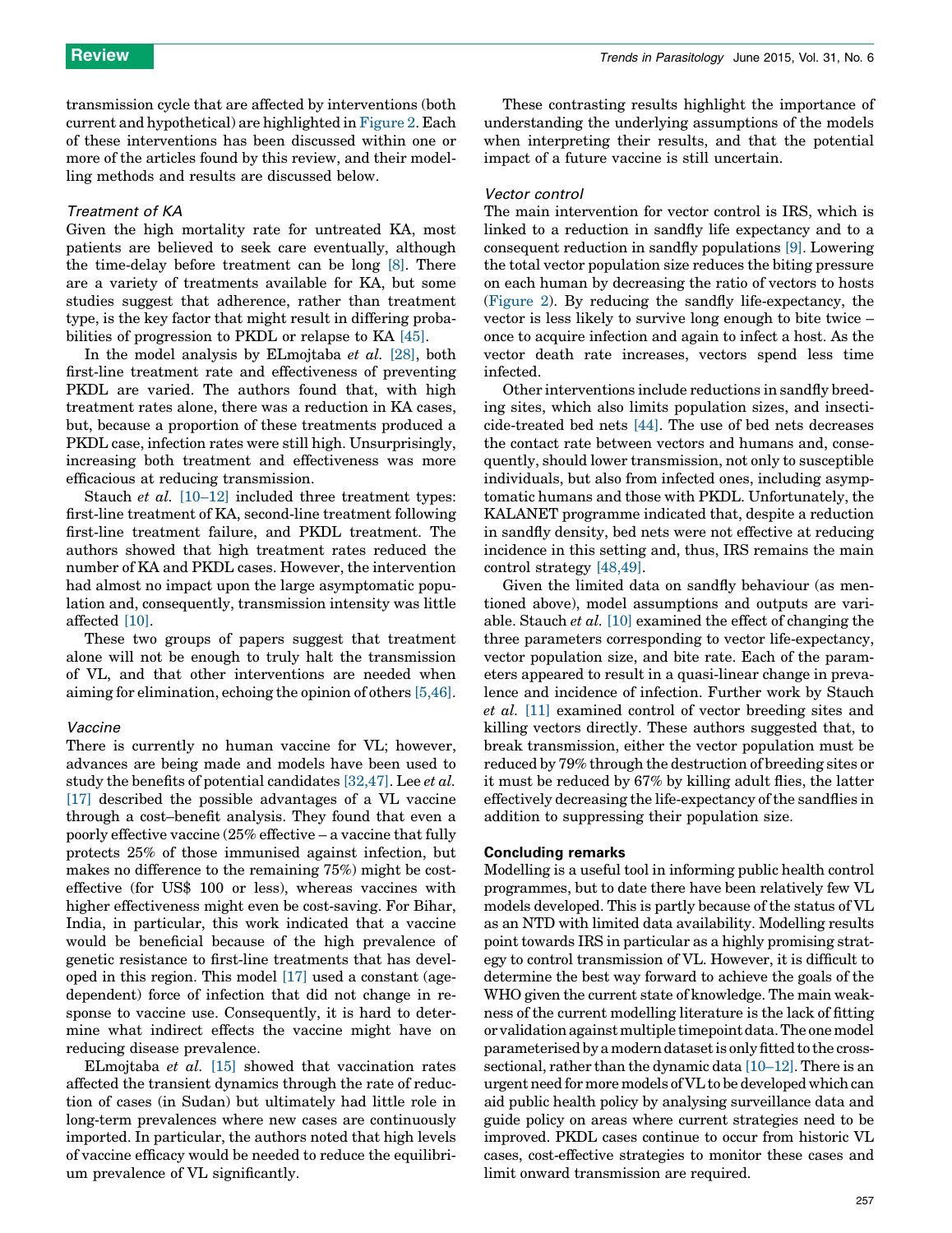transmission cycle that are affected by interventions (both current and hypothetical) are highlighted in Figure 2. Each of these interventions has been discussed within one or more of the articles found by this review, and their modelling methods and results are discussed below.

### *Treatment of KA*

Given the high mortality rate for untreated KA, most patients are believed to seek care eventually, although the time-delay before treatment can be long [8]. There are a variety of treatments available for KA, but some studies suggest that adherence, rather than treatment type, is the key factor that might result in differing probabilities of progression to PKDL or relapse to KA [45].

In the model analysis by ELmojtaba *et al.* [28], both first-line treatment rate and effectiveness of preventing PKDL are varied. The authors found that, with high treatment rates alone, there was a reduction in KA cases, but, because a proportion of these treatments produced a PKDL case, infection rates were still high. Unsurprisingly, increasing both treatment and effectiveness was more efficacious at reducing transmission.

Stauch *et al.* [10–12] included three treatment types: first-line treatment of KA, second-line treatment following first-line treatment failure, and PKDL treatment. The authors showed that high treatment rates reduced the number of KA and PKDL cases. However, the intervention had almost no impact upon the large asymptomatic population and, consequently, transmission intensity was little affected [10].

These two groups of papers suggest that treatment alone will not be enough to truly halt the transmission of VL, and that other interventions are needed when aiming for elimination, echoing the opinion of others [5,46].

### *Vaccine*

There is currently no human vaccine for VL; however, advances are being made and models have been used to study the benefits of potential candidates [32,47]. Lee *et al.* [17] described the possible advantages of a VL vaccine through a cost–benefit analysis. They found that even a poorly effective vaccine (25% effective – a vaccine that fully protects 25% of those immunised against infection, but makes no difference to the remaining 75%) might be cost-effective (for US$ 100 or less), whereas vaccines with higher effectiveness might even be cost-saving. For Bihar, India, in particular, this work indicated that a vaccine would be beneficial because of the high prevalence of genetic resistance to first-line treatments that has developed in this region. This model [17] used a constant (age-dependent) force of infection that did not change in response to vaccine use. Consequently, it is hard to determine what indirect effects the vaccine might have on reducing disease prevalence.

ELmojtaba *et al.* [15] showed that vaccination rates affected the transient dynamics through the rate of reduction of cases (in Sudan) but ultimately had little role in long-term prevalences where new cases are continuously imported. In particular, the authors noted that high levels of vaccine efficacy would be needed to reduce the equilibrium prevalence of VL significantly.

These contrasting results highlight the importance of understanding the underlying assumptions of the models when interpreting their results, and that the potential impact of a future vaccine is still uncertain.

### *Vector control*

The main intervention for vector control is IRS, which is linked to a reduction in sandfly life expectancy and to a consequent reduction in sandfly populations [9]. Lowering the total vector population size reduces the biting pressure on each human by decreasing the ratio of vectors to hosts (Figure 2). By reducing the sandfly life-expectancy, the vector is less likely to survive long enough to bite twice – once to acquire infection and again to infect a host. As the vector death rate increases, vectors spend less time infected.

Other interventions include reductions in sandfly breeding sites, which also limits population sizes, and insecticide-treated bed nets [44]. The use of bed nets decreases the contact rate between vectors and humans and, consequently, should lower transmission, not only to susceptible individuals, but also from infected ones, including asymptomatic humans and those with PKDL. Unfortunately, the KALANET programme indicated that, despite a reduction in sandfly density, bed nets were not effective at reducing incidence in this setting and, thus, IRS remains the main control strategy [48,49].

Given the limited data on sandfly behaviour (as mentioned above), model assumptions and outputs are variable. Stauch *et al.* [10] examined the effect of changing the three parameters corresponding to vector life-expectancy, vector population size, and bite rate. Each of the parameters appeared to result in a quasi-linear change in prevalence and incidence of infection. Further work by Stauch *et al.* [11] examined control of vector breeding sites and killing vectors directly. These authors suggested that, to break transmission, either the vector population must be reduced by 79% through the destruction of breeding sites or it must be reduced by 67% by killing adult flies, the latter effectively decreasing the life-expectancy of the sandflies in addition to suppressing their population size.

## Concluding remarks

Modelling is a useful tool in informing public health control programmes, but to date there have been relatively few VL models developed. This is partly because of the status of VL as an NTD with limited data availability. Modelling results point towards IRS in particular as a highly promising strategy to control transmission of VL. However, it is difficult to determine the best way forward to achieve the goals of the WHO given the current state of knowledge. The main weakness of the current modelling literature is the lack of fitting or validation against multiple timepoint data. The one model parameterised by a modern dataset is only fitted to the cross-sectional, rather than the dynamic data [10–12]. There is an urgent need for more models of VL to be developed which can aid public health policy by analysing surveillance data and guide policy on areas where current strategies need to be improved. PKDL cases continue to occur from historic VL cases, cost-effective strategies to monitor these cases and limit onward transmission are required.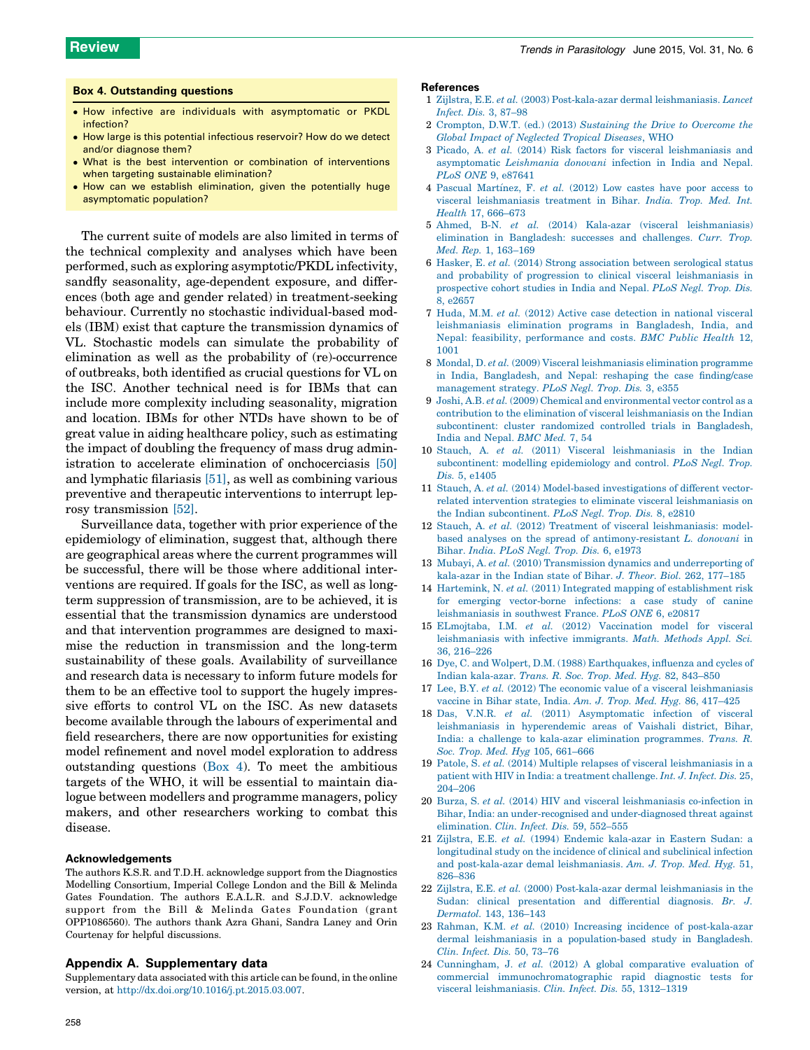**Box 4. Outstanding questions**

- How infective are individuals with asymptomatic or PKDL infection?
- How large is this potential infectious reservoir? How do we detect and/or diagnose them?
- What is the best intervention or combination of interventions when targeting sustainable elimination?
- How can we establish elimination, given the potentially huge asymptomatic population?

The current suite of models are also limited in terms of the technical complexity and analyses which have been performed, such as exploring asymptotic/PKDL infectivity, sandfly seasonality, age-dependent exposure, and differences (both age and gender related) in treatment-seeking behaviour. Currently no stochastic individual-based models (IBM) exist that capture the transmission dynamics of VL. Stochastic models can simulate the probability of elimination as well as the probability of (re)-occurrence of outbreaks, both identified as crucial questions for VL on the ISC. Another technical need is for IBMs that can include more complexity including seasonality, migration and location. IBMs for other NTDs have shown to be of great value in aiding healthcare policy, such as estimating the impact of doubling the frequency of mass drug administration to accelerate elimination of onchocerciasis [50] and lymphatic filariasis [51], as well as combining various preventive and therapeutic interventions to interrupt leprosy transmission [52].

Surveillance data, together with prior experience of the epidemiology of elimination, suggest that, although there are geographical areas where the current programmes will be successful, there will be those where additional interventions are required. If goals for the ISC, as well as long-term suppression of transmission, are to be achieved, it is essential that the transmission dynamics are understood and that intervention programmes are designed to maximise the reduction in transmission and the long-term sustainability of these goals. Availability of surveillance and research data is necessary to inform future models for them to be an effective tool to support the hugely impressive efforts to control VL on the ISC. As new datasets become available through the labours of experimental and field researchers, there are now opportunities for existing model refinement and novel model exploration to address outstanding questions (Box 4). To meet the ambitious targets of the WHO, it will be essential to maintain dialogue between modellers and programme managers, policy makers, and other researchers working to combat this disease.

### Acknowledgements

The authors K.S.R. and T.D.H. acknowledge support from the Diagnostics Modelling Consortium, Imperial College London and the Bill & Melinda Gates Foundation. The authors E.A.L.R. and S.J.D.V. acknowledge support from the Bill & Melinda Gates Foundation (grant OPP1086560). The authors thank Azra Ghani, Sandra Laney and Orin Courtenay for helpful discussions.

## Appendix A. Supplementary data

Supplementary data associated with this article can be found, in the online version, at http://dx.doi.org/10.1016/j.pt.2015.03.007.

### References

1. Zijlstra, E.E. *et al.* (2003) Post-kala-azar dermal leishmaniasis. *Lancet Infect. Dis.* 3, 87–98
2. Crompton, D.W.T. (ed.) (2013) *Sustaining the Drive to Overcome the Global Impact of Neglected Tropical Diseases*, WHO
3. Picado, A. *et al.* (2014) Risk factors for visceral leishmaniasis and asymptomatic *Leishmania donovani* infection in India and Nepal. *PLoS ONE* 9, e87641
4. Pascual Martínez, F. *et al.* (2012) Low castes have poor access to visceral leishmaniasis treatment in Bihar. *India. Trop. Med. Int. Health* 17, 666–673
5. Ahmed, B-N. *et al.* (2014) Kala-azar (visceral leishmaniasis) elimination in Bangladesh: successes and challenges. *Curr. Trop. Med. Rep.* 1, 163–169
6. Hasker, E. *et al.* (2014) Strong association between serological status and probability of progression to clinical visceral leishmaniasis in prospective cohort studies in India and Nepal. *PLoS Negl. Trop. Dis.* 8, e2657
7. Huda, M.M. *et al.* (2012) Active case detection in national visceral leishmaniasis elimination programs in Bangladesh, India, and Nepal: feasibility, performance and costs. *BMC Public Health* 12, 1001
8. Mondal, D. *et al.* (2009) Visceral leishmaniasis elimination programme in India, Bangladesh, and Nepal: reshaping the case finding/case management strategy. *PLoS Negl. Trop. Dis.* 3, e355
9. Joshi, A.B. *et al.* (2009) Chemical and environmental vector control as a contribution to the elimination of visceral leishmaniasis on the Indian subcontinent: cluster randomized controlled trials in Bangladesh, India and Nepal. *BMC Med.* 7, 54
10. Stauch, A. *et al.* (2011) Visceral leishmaniasis in the Indian subcontinent: modelling epidemiology and control. *PLoS Negl. Trop. Dis.* 5, e1405
11. Stauch, A. *et al.* (2014) Model-based investigations of different vector-related intervention strategies to eliminate visceral leishmaniasis on the Indian subcontinent. *PLoS Negl. Trop. Dis.* 8, e2810
12. Stauch, A. *et al.* (2012) Treatment of visceral leishmaniasis: model-based analyses on the spread of antimony-resistant *L. donovani* in Bihar. *India. PLoS Negl. Trop. Dis.* 6, e1973
13. Mubayi, A. *et al.* (2010) Transmission dynamics and underreporting of kala-azar in the Indian state of Bihar. *J. Theor. Biol.* 262, 177–185
14. Hartemink, N. *et al.* (2011) Integrated mapping of establishment risk for emerging vector-borne infections: a case study of canine leishmaniasis in southwest France. *PLoS ONE* 6, e20817
15. ELmojtaba, I.M. *et al.* (2012) Vaccination model for visceral leishmaniasis with infective immigrants. *Math. Methods Appl. Sci.* 36, 216–226
16. Dye, C. and Wolpert, D.M. (1988) Earthquakes, influenza and cycles of Indian kala-azar. *Trans. R. Soc. Trop. Med. Hyg.* 82, 843–850
17. Lee, B.Y. *et al.* (2012) The economic value of a visceral leishmaniasis vaccine in Bihar state, India. *Am. J. Trop. Med. Hyg.* 86, 417–425
18. Das, V.N.R. *et al.* (2011) Asymptomatic infection of visceral leishmaniasis in hyperendemic areas of Vaishali district, Bihar, India: a challenge to kala-azar elimination programmes. *Trans. R. Soc. Trop. Med. Hyg* 105, 661–666
19. Patole, S. *et al.* (2014) Multiple relapses of visceral leishmaniasis in a patient with HIV in India: a treatment challenge. *Int. J. Infect. Dis.* 25, 204–206
20. Burza, S. *et al.* (2014) HIV and visceral leishmaniasis co-infection in Bihar, India: an under-recognised and under-diagnosed threat against elimination. *Clin. Infect. Dis.* 59, 552–555
21. Zijlstra, E.E. *et al.* (1994) Endemic kala-azar in Eastern Sudan: a longitudinal study on the incidence of clinical and subclinical infection and post-kala-azar demal leishmaniasis. *Am. J. Trop. Med. Hyg.* 51, 826–836
22. Zijlstra, E.E. *et al.* (2000) Post-kala-azar dermal leishmaniasis in the Sudan: clinical presentation and differential diagnosis. *Br. J. Dermatol.* 143, 136–143
23. Rahman, K.M. *et al.* (2010) Increasing incidence of post-kala-azar dermal leishmaniasis in a population-based study in Bangladesh. *Clin. Infect. Dis.* 50, 73–76
24. Cunningham, J. *et al.* (2012) A global comparative evaluation of commercial immunochromatographic rapid diagnostic tests for visceral leishmaniasis. *Clin. Infect. Dis.* 55, 1312–1319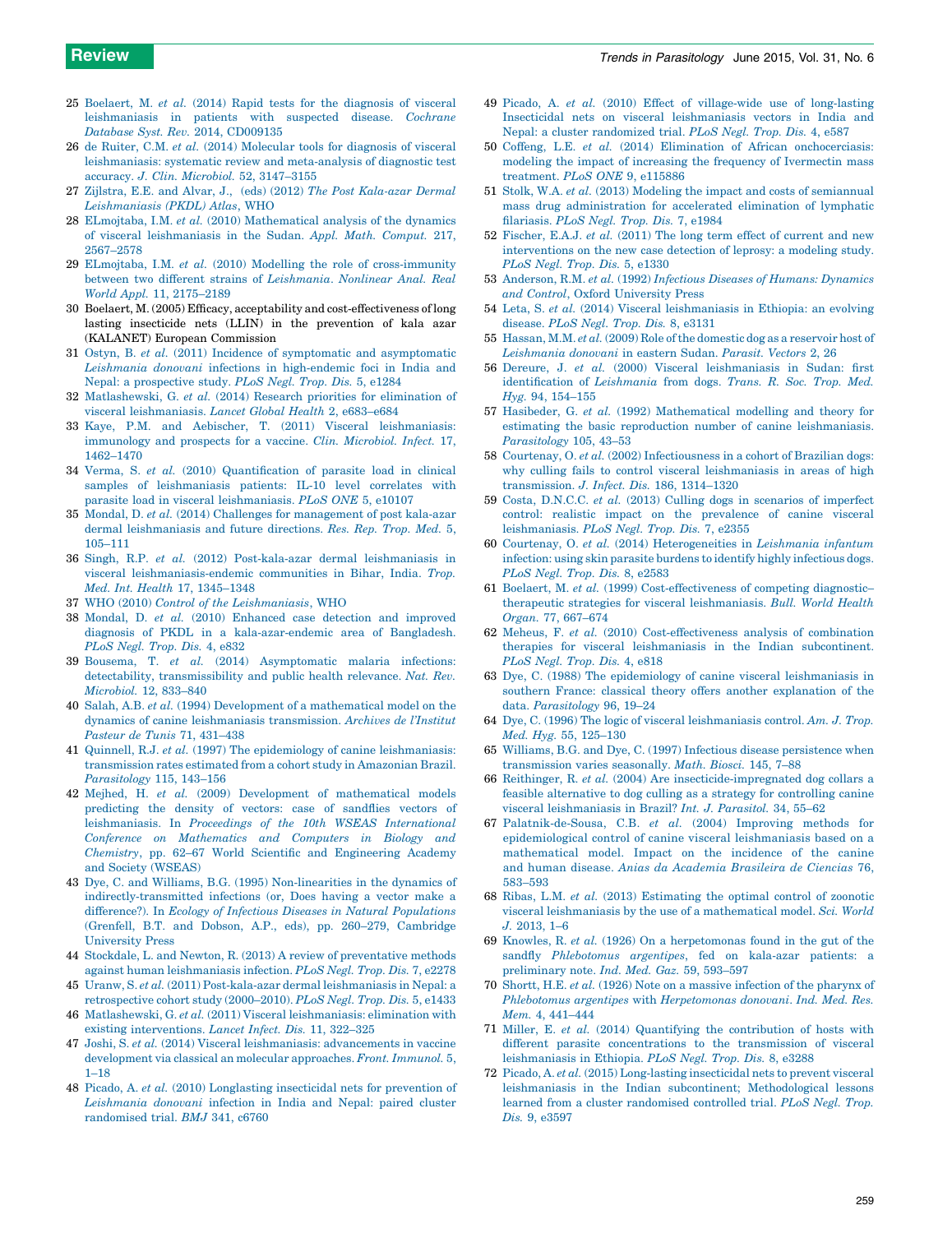25 Boelaert, M. *et al.* (2014) Rapid tests for the diagnosis of visceral leishmaniasis in patients with suspected disease. *Cochrane Database Syst. Rev.* 2014, CD009135

26 de Ruiter, C.M. *et al.* (2014) Molecular tools for diagnosis of visceral leishmaniasis: systematic review and meta-analysis of diagnostic test accuracy. *J. Clin. Microbiol.* 52, 3147–3155

27 Zijlstra, E.E. and Alvar, J., (eds) (2012) *The Post Kala-azar Dermal Leishmaniasis (PKDL) Atlas*, WHO

28 ELmojtaba, I.M. *et al.* (2010) Mathematical analysis of the dynamics of visceral leishmaniasis in the Sudan. *Appl. Math. Comput.* 217, 2567–2578

29 ELmojtaba, I.M. *et al.* (2010) Modelling the role of cross-immunity between two different strains of *Leishmania*. *Nonlinear Anal. Real World Appl.* 11, 2175–2189

30 Boelaert, M. (2005) Efficacy, acceptability and cost-effectiveness of long lasting insecticide nets (LLIN) in the prevention of kala azar (KALANET) European Commission

31 Ostyn, B. *et al.* (2011) Incidence of symptomatic and asymptomatic *Leishmania donovani* infections in high-endemic foci in India and Nepal: a prospective study. *PLoS Negl. Trop. Dis.* 5, e1284

32 Matlashewski, G. *et al.* (2014) Research priorities for elimination of visceral leishmaniasis. *Lancet Global Health* 2, e683–e684

33 Kaye, P.M. and Aebischer, T. (2011) Visceral leishmaniasis: immunology and prospects for a vaccine. *Clin. Microbiol. Infect.* 17, 1462–1470

34 Verma, S. *et al.* (2010) Quantification of parasite load in clinical samples of leishmaniasis patients: IL-10 level correlates with parasite load in visceral leishmaniasis. *PLoS ONE* 5, e10107

35 Mondal, D. *et al.* (2014) Challenges for management of post kala-azar dermal leishmaniasis and future directions. *Res. Rep. Trop. Med.* 5, 105–111

36 Singh, R.P. *et al.* (2012) Post-kala-azar dermal leishmaniasis in visceral leishmaniasis-endemic communities in Bihar, India. *Trop. Med. Int. Health* 17, 1345–1348

37 WHO (2010) *Control of the Leishmaniasis*, WHO

38 Mondal, D. *et al.* (2010) Enhanced case detection and improved diagnosis of PKDL in a kala-azar-endemic area of Bangladesh. *PLoS Negl. Trop. Dis.* 4, e832

39 Bousema, T. *et al.* (2014) Asymptomatic malaria infections: detectability, transmissibility and public health relevance. *Nat. Rev. Microbiol.* 12, 833–840

40 Salah, A.B. *et al.* (1994) Development of a mathematical model on the dynamics of canine leishmaniasis transmission. *Archives de l'Institut Pasteur de Tunis* 71, 431–438

41 Quinnell, R.J. *et al.* (1997) The epidemiology of canine leishmaniasis: transmission rates estimated from a cohort study in Amazonian Brazil. *Parasitology* 115, 143–156

42 Mejhed, H. *et al.* (2009) Development of mathematical models predicting the density of vectors: case of sandflies vectors of leishmaniasis. In *Proceedings of the 10th WSEAS International Conference on Mathematics and Computers in Biology and Chemistry*, pp. 62–67 World Scientific and Engineering Academy and Society (WSEAS)

43 Dye, C. and Williams, B.G. (1995) Non-linearities in the dynamics of indirectly-transmitted infections (or, Does having a vector make a difference?). In *Ecology of Infectious Diseases in Natural Populations* (Grenfell, B.T. and Dobson, A.P., eds), pp. 260–279, Cambridge University Press

44 Stockdale, L. and Newton, R. (2013) A review of preventative methods against human leishmaniasis infection. *PLoS Negl. Trop. Dis.* 7, e2278

45 Uranw, S. *et al.* (2011) Post-kala-azar dermal leishmaniasis in Nepal: a retrospective cohort study (2000–2010). *PLoS Negl. Trop. Dis.* 5, e1433

46 Matlashewski, G. *et al.* (2011) Visceral leishmaniasis: elimination with existing interventions. *Lancet Infect. Dis.* 11, 322–325

47 Joshi, S. *et al.* (2014) Visceral leishmaniasis: advancements in vaccine development via classical an molecular approaches. *Front. Immunol.* 5, 1–18

48 Picado, A. *et al.* (2010) Longlasting insecticidal nets for prevention of *Leishmania donovani* infection in India and Nepal: paired cluster randomised trial. *BMJ* 341, c6760

49 Picado, A. *et al.* (2010) Effect of village-wide use of long-lasting Insecticidal nets on visceral leishmaniasis vectors in India and Nepal: a cluster randomized trial. *PLoS Negl. Trop. Dis.* 4, e587

50 Coffeng, L.E. *et al.* (2014) Elimination of African onchocerciasis: modeling the impact of increasing the frequency of Ivermectin mass treatment. *PLoS ONE* 9, e115886

51 Stolk, W.A. *et al.* (2013) Modeling the impact and costs of semiannual mass drug administration for accelerated elimination of lymphatic filariasis. *PLoS Negl. Trop. Dis.* 7, e1984

52 Fischer, E.A.J. *et al.* (2011) The long term effect of current and new interventions on the new case detection of leprosy: a modeling study. *PLoS Negl. Trop. Dis.* 5, e1330

53 Anderson, R.M. *et al.* (1992) *Infectious Diseases of Humans: Dynamics and Control*, Oxford University Press

54 Leta, S. *et al.* (2014) Visceral leishmaniasis in Ethiopia: an evolving disease. *PLoS Negl. Trop. Dis.* 8, e3131

55 Hassan, M.M. *et al.* (2009) Role of the domestic dog as a reservoir host of *Leishmania donovani* in eastern Sudan. *Parasit. Vectors* 2, 26

56 Dereure, J. *et al.* (2000) Visceral leishmaniasis in Sudan: first identification of *Leishmania* from dogs. *Trans. R. Soc. Trop. Med. Hyg.* 94, 154–155

57 Hasibeder, G. *et al.* (1992) Mathematical modelling and theory for estimating the basic reproduction number of canine leishmaniasis. *Parasitology* 105, 43–53

58 Courtenay, O. *et al.* (2002) Infectiousness in a cohort of Brazilian dogs: why culling fails to control visceral leishmaniasis in areas of high transmission. *J. Infect. Dis.* 186, 1314–1320

59 Costa, D.N.C.C. *et al.* (2013) Culling dogs in scenarios of imperfect control: realistic impact on the prevalence of canine visceral leishmaniasis. *PLoS Negl. Trop. Dis.* 7, e2355

60 Courtenay, O. *et al.* (2014) Heterogeneities in *Leishmania infantum* infection: using skin parasite burdens to identify highly infectious dogs. *PLoS Negl. Trop. Dis.* 8, e2583

61 Boelaert, M. *et al.* (1999) Cost-effectiveness of competing diagnostic–therapeutic strategies for visceral leishmaniasis. *Bull. World Health Organ.* 77, 667–674

62 Meheus, F. *et al.* (2010) Cost-effectiveness analysis of combination therapies for visceral leishmaniasis in the Indian subcontinent. *PLoS Negl. Trop. Dis.* 4, e818

63 Dye, C. (1988) The epidemiology of canine visceral leishmaniasis in southern France: classical theory offers another explanation of the data. *Parasitology* 96, 19–24

64 Dye, C. (1996) The logic of visceral leishmaniasis control. *Am. J. Trop. Med. Hyg.* 55, 125–130

65 Williams, B.G. and Dye, C. (1997) Infectious disease persistence when transmission varies seasonally. *Math. Biosci.* 145, 7–88

66 Reithinger, R. *et al.* (2004) Are insecticide-impregnated dog collars a feasible alternative to dog culling as a strategy for controlling canine visceral leishmaniasis in Brazil? *Int. J. Parasitol.* 34, 55–62

67 Palatnik-de-Sousa, C.B. *et al.* (2004) Improving methods for epidemiological control of canine visceral leishmaniasis based on a mathematical model. Impact on the incidence of the canine and human disease. *Anias da Academia Brasileira de Ciencias* 76, 583–593

68 Ribas, L.M. *et al.* (2013) Estimating the optimal control of zoonotic visceral leishmaniasis by the use of a mathematical model. *Sci. World J.* 2013, 1–6

69 Knowles, R. *et al.* (1926) On a herpetomonas found in the gut of the sandfly *Phlebotomus argentipes*, fed on kala-azar patients: a preliminary note. *Ind. Med. Gaz.* 59, 593–597

70 Shortt, H.E. *et al.* (1926) Note on a massive infection of the pharynx of *Phlebotomus argentipes* with *Herpetomonas donovani*. *Ind. Med. Res. Mem.* 4, 441–444

71 Miller, E. *et al.* (2014) Quantifying the contribution of hosts with different parasite concentrations to the transmission of visceral leishmaniasis in Ethiopia. *PLoS Negl. Trop. Dis.* 8, e3288

72 Picado, A. *et al.* (2015) Long-lasting insecticidal nets to prevent visceral leishmaniasis in the Indian subcontinent; Methodological lessons learned from a cluster randomised controlled trial. *PLoS Negl. Trop. Dis.* 9, e3597